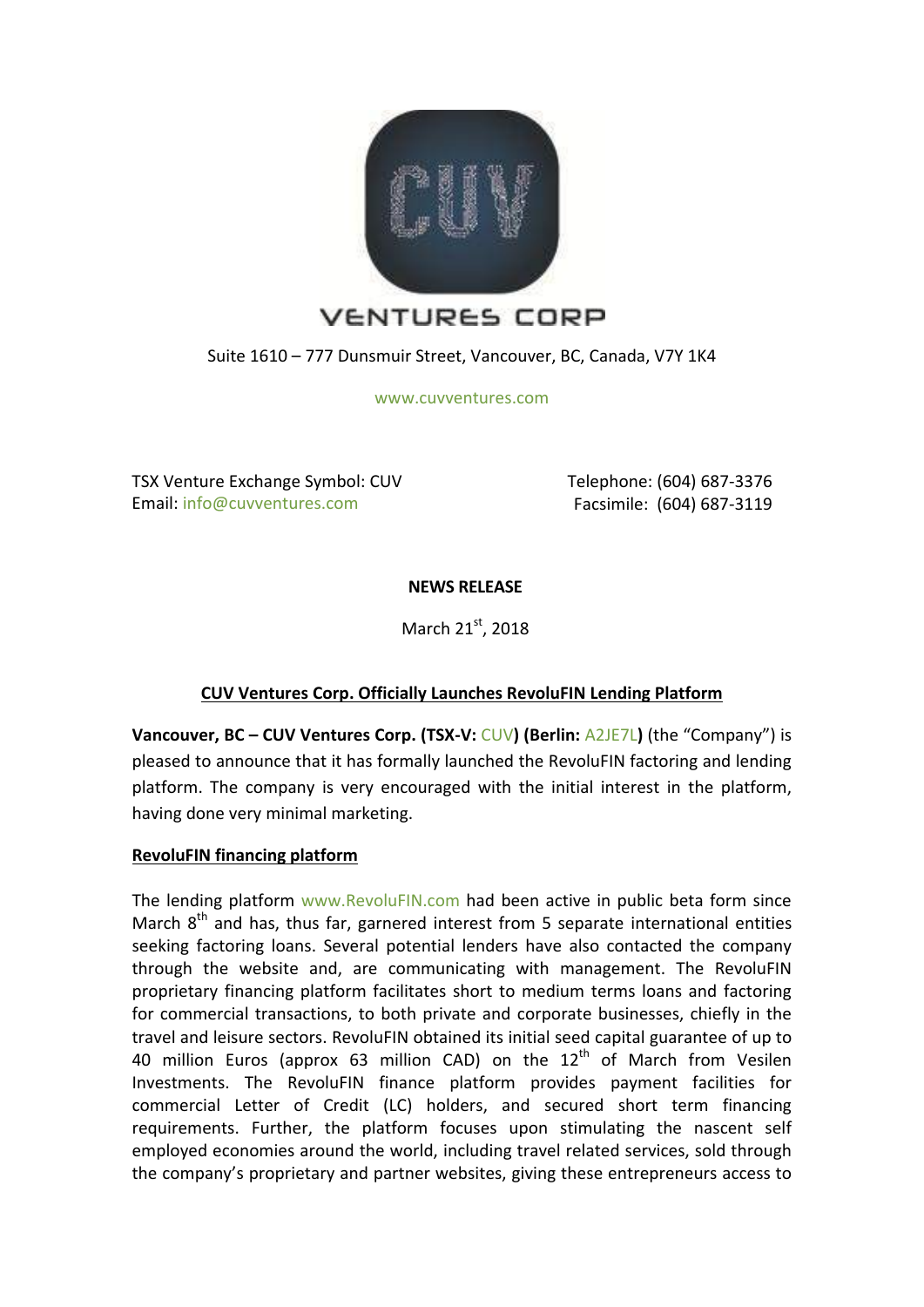VENTURES CORP

Suite 1610 – 777 Dunsmuir Street, Vancouver, BC, Canada, V7Y 1K4

www.cuvventures.com

TSX Venture Exchange Symbol: CUV
Email: info@cuvventures.com

Telephone: (604) 687-3376
Facsimile: (604) 687-3119

**NEWS RELEASE**

March 21st, 2018

## CUV Ventures Corp. Officially Launches RevoluFIN Lending Platform

**Vancouver, BC – CUV Ventures Corp. (TSX-V: CUV) (Berlin: A2JE7L)** (the "Company") is pleased to announce that it has formally launched the RevoluFIN factoring and lending platform. The company is very encouraged with the initial interest in the platform, having done very minimal marketing.

### RevoluFIN financing platform

The lending platform www.RevoluFIN.com had been active in public beta form since March 8th and has, thus far, garnered interest from 5 separate international entities seeking factoring loans. Several potential lenders have also contacted the company through the website and, are communicating with management. The RevoluFIN proprietary financing platform facilitates short to medium terms loans and factoring for commercial transactions, to both private and corporate businesses, chiefly in the travel and leisure sectors. RevoluFIN obtained its initial seed capital guarantee of up to 40 million Euros (approx 63 million CAD) on the 12th of March from Vesilen Investments. The RevoluFIN finance platform provides payment facilities for commercial Letter of Credit (LC) holders, and secured short term financing requirements. Further, the platform focuses upon stimulating the nascent self employed economies around the world, including travel related services, sold through the company's proprietary and partner websites, giving these entrepreneurs access to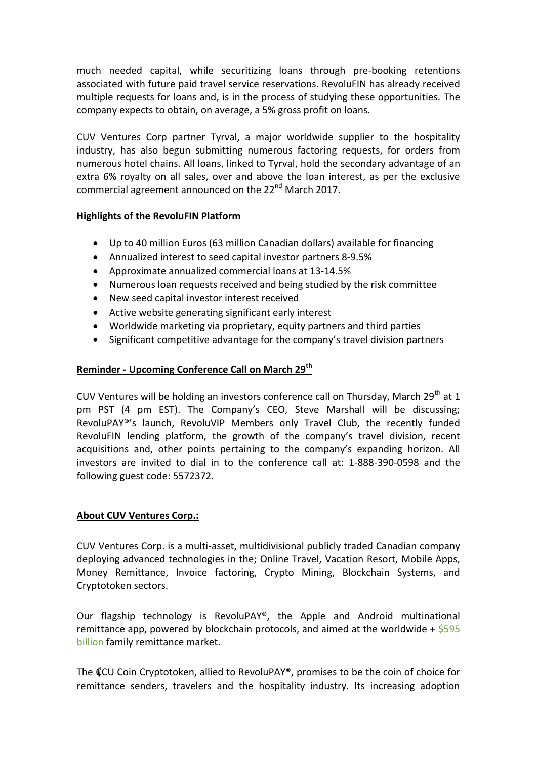much needed capital, while securitizing loans through pre-booking retentions associated with future paid travel service reservations. RevoluFIN has already received multiple requests for loans and, is in the process of studying these opportunities. The company expects to obtain, on average, a 5% gross profit on loans.

CUV Ventures Corp partner Tyrval, a major worldwide supplier to the hospitality industry, has also begun submitting numerous factoring requests, for orders from numerous hotel chains. All loans, linked to Tyrval, hold the secondary advantage of an extra 6% royalty on all sales, over and above the loan interest, as per the exclusive commercial agreement announced on the 22nd March 2017.

**Highlights of the RevoluFIN Platform**

- Up to 40 million Euros (63 million Canadian dollars) available for financing
- Annualized interest to seed capital investor partners 8-9.5%
- Approximate annualized commercial loans at 13-14.5%
- Numerous loan requests received and being studied by the risk committee
- New seed capital investor interest received
- Active website generating significant early interest
- Worldwide marketing via proprietary, equity partners and third parties
- Significant competitive advantage for the company's travel division partners

**Reminder - Upcoming Conference Call on March 29th**

CUV Ventures will be holding an investors conference call on Thursday, March 29th at 1 pm PST (4 pm EST). The Company's CEO, Steve Marshall will be discussing; RevoluPAY®'s launch, RevoluVIP Members only Travel Club, the recently funded RevoluFIN lending platform, the growth of the company's travel division, recent acquisitions and, other points pertaining to the company's expanding horizon. All investors are invited to dial in to the conference call at: 1-888-390-0598 and the following guest code: 5572372.

**About CUV Ventures Corp.:**

CUV Ventures Corp. is a multi-asset, multidivisional publicly traded Canadian company deploying advanced technologies in the; Online Travel, Vacation Resort, Mobile Apps, Money Remittance, Invoice factoring, Crypto Mining, Blockchain Systems, and Cryptotoken sectors.

Our flagship technology is RevoluPAY®, the Apple and Android multinational remittance app, powered by blockchain protocols, and aimed at the worldwide + $595 billion family remittance market.

The ₵CU Coin Cryptotoken, allied to RevoluPAY®, promises to be the coin of choice for remittance senders, travelers and the hospitality industry. Its increasing adoption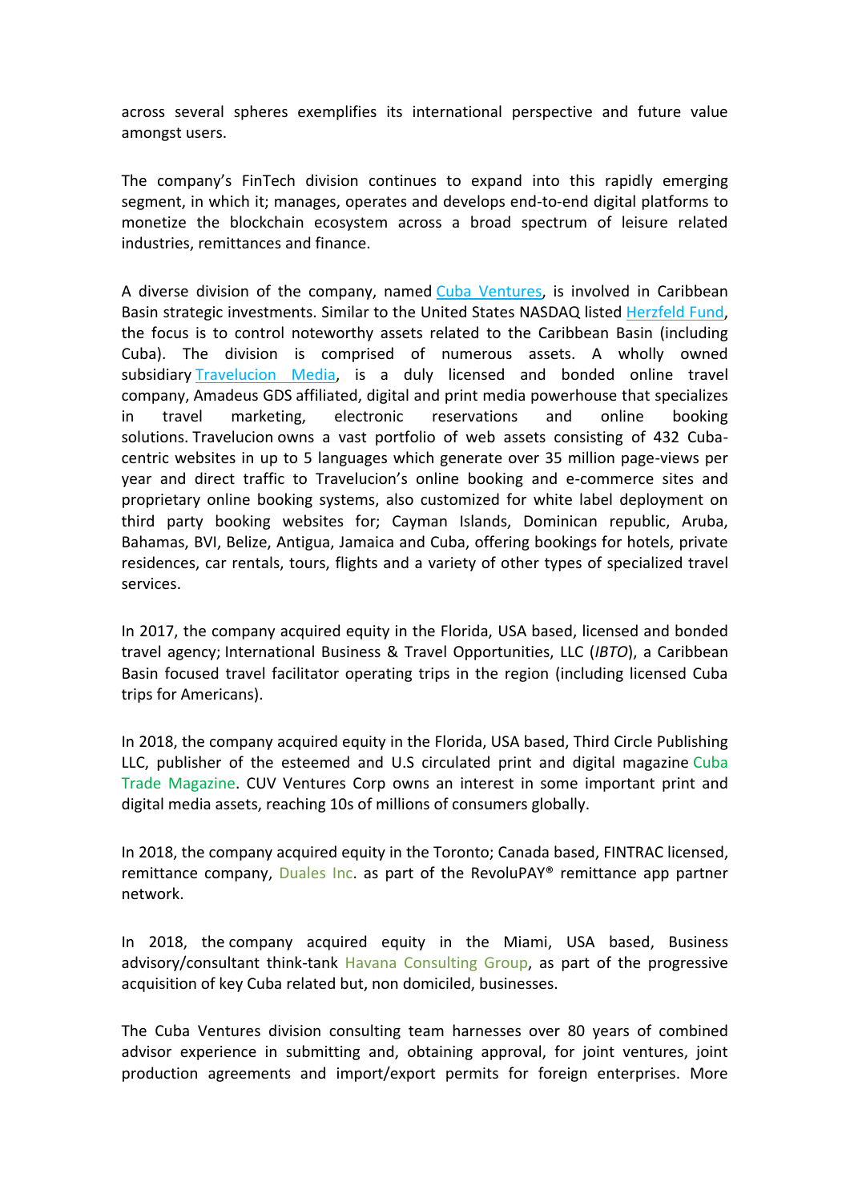across several spheres exemplifies its international perspective and future value amongst users.

The company's FinTech division continues to expand into this rapidly emerging segment, in which it; manages, operates and develops end-to-end digital platforms to monetize the blockchain ecosystem across a broad spectrum of leisure related industries, remittances and finance.

A diverse division of the company, named Cuba Ventures, is involved in Caribbean Basin strategic investments. Similar to the United States NASDAQ listed Herzfeld Fund, the focus is to control noteworthy assets related to the Caribbean Basin (including Cuba). The division is comprised of numerous assets. A wholly owned subsidiary Travelucion Media, is a duly licensed and bonded online travel company, Amadeus GDS affiliated, digital and print media powerhouse that specializes in travel marketing, electronic reservations and online booking solutions. Travelucion owns a vast portfolio of web assets consisting of 432 Cuba-centric websites in up to 5 languages which generate over 35 million page-views per year and direct traffic to Travelucion's online booking and e-commerce sites and proprietary online booking systems, also customized for white label deployment on third party booking websites for; Cayman Islands, Dominican republic, Aruba, Bahamas, BVI, Belize, Antigua, Jamaica and Cuba, offering bookings for hotels, private residences, car rentals, tours, flights and a variety of other types of specialized travel services.

In 2017, the company acquired equity in the Florida, USA based, licensed and bonded travel agency; International Business & Travel Opportunities, LLC (*IBTO*), a Caribbean Basin focused travel facilitator operating trips in the region (including licensed Cuba trips for Americans).

In 2018, the company acquired equity in the Florida, USA based, Third Circle Publishing LLC, publisher of the esteemed and U.S circulated print and digital magazine Cuba Trade Magazine. CUV Ventures Corp owns an interest in some important print and digital media assets, reaching 10s of millions of consumers globally.

In 2018, the company acquired equity in the Toronto; Canada based, FINTRAC licensed, remittance company, Duales Inc. as part of the RevoluPAY® remittance app partner network.

In 2018, the company acquired equity in the Miami, USA based, Business advisory/consultant think-tank Havana Consulting Group, as part of the progressive acquisition of key Cuba related but, non domiciled, businesses.

The Cuba Ventures division consulting team harnesses over 80 years of combined advisor experience in submitting and, obtaining approval, for joint ventures, joint production agreements and import/export permits for foreign enterprises. More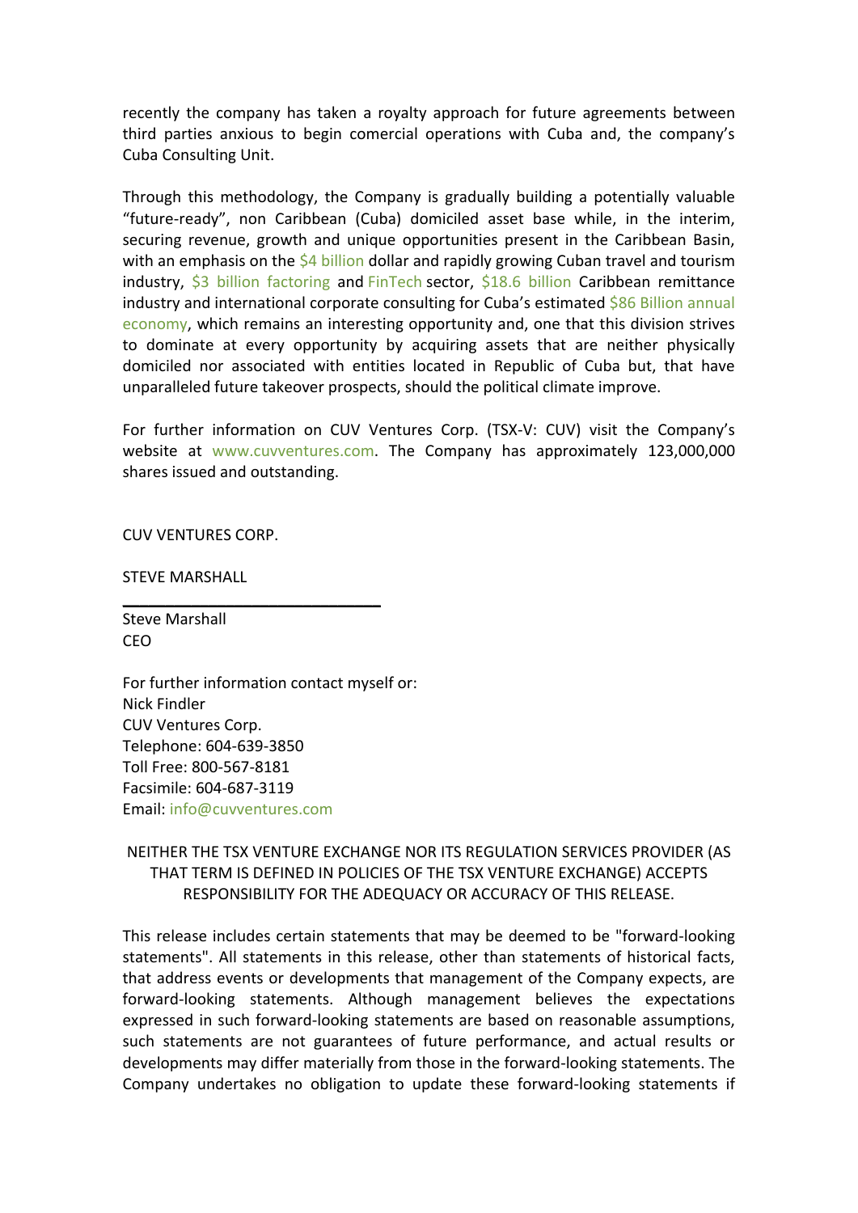recently the company has taken a royalty approach for future agreements between third parties anxious to begin comercial operations with Cuba and, the company's Cuba Consulting Unit.

Through this methodology, the Company is gradually building a potentially valuable "future-ready", non Caribbean (Cuba) domiciled asset base while, in the interim, securing revenue, growth and unique opportunities present in the Caribbean Basin, with an emphasis on the $4 billion dollar and rapidly growing Cuban travel and tourism industry, $3 billion factoring and FinTech sector, $18.6 billion Caribbean remittance industry and international corporate consulting for Cuba's estimated $86 Billion annual economy, which remains an interesting opportunity and, one that this division strives to dominate at every opportunity by acquiring assets that are neither physically domiciled nor associated with entities located in Republic of Cuba but, that have unparalleled future takeover prospects, should the political climate improve.

For further information on CUV Ventures Corp. (TSX-V: CUV) visit the Company's website at www.cuvventures.com. The Company has approximately 123,000,000 shares issued and outstanding.

CUV VENTURES CORP.

STEVE MARSHALL

Steve Marshall
CEO

For further information contact myself or:
Nick Findler
CUV Ventures Corp.
Telephone: 604-639-3850
Toll Free: 800-567-8181
Facsimile: 604-687-3119
Email: info@cuvventures.com

NEITHER THE TSX VENTURE EXCHANGE NOR ITS REGULATION SERVICES PROVIDER (AS THAT TERM IS DEFINED IN POLICIES OF THE TSX VENTURE EXCHANGE) ACCEPTS RESPONSIBILITY FOR THE ADEQUACY OR ACCURACY OF THIS RELEASE.

This release includes certain statements that may be deemed to be "forward-looking statements". All statements in this release, other than statements of historical facts, that address events or developments that management of the Company expects, are forward-looking statements. Although management believes the expectations expressed in such forward-looking statements are based on reasonable assumptions, such statements are not guarantees of future performance, and actual results or developments may differ materially from those in the forward-looking statements. The Company undertakes no obligation to update these forward-looking statements if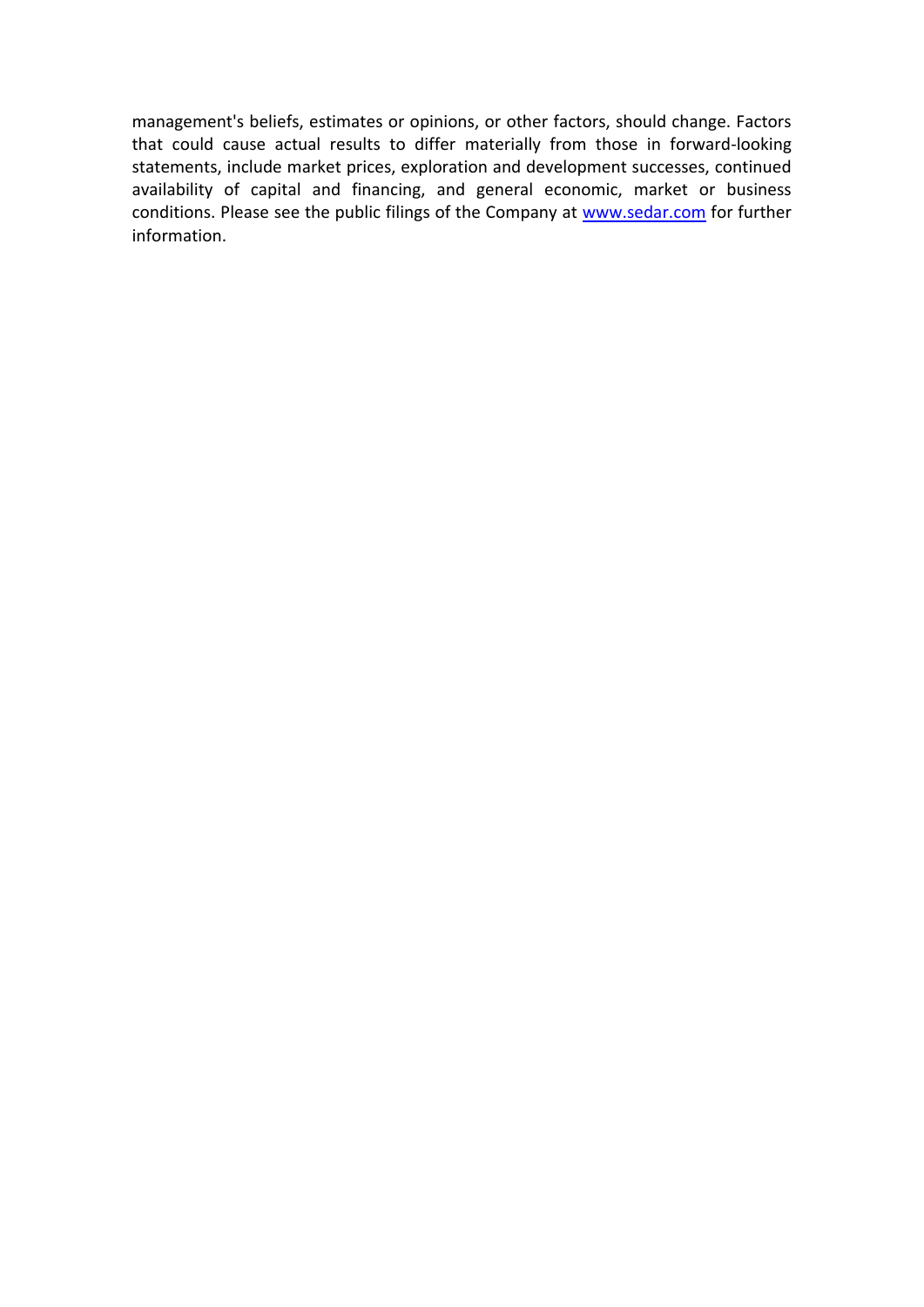management's beliefs, estimates or opinions, or other factors, should change. Factors that could cause actual results to differ materially from those in forward-looking statements, include market prices, exploration and development successes, continued availability of capital and financing, and general economic, market or business conditions. Please see the public filings of the Company at [www.sedar.com](http://www.sedar.com) for further information.